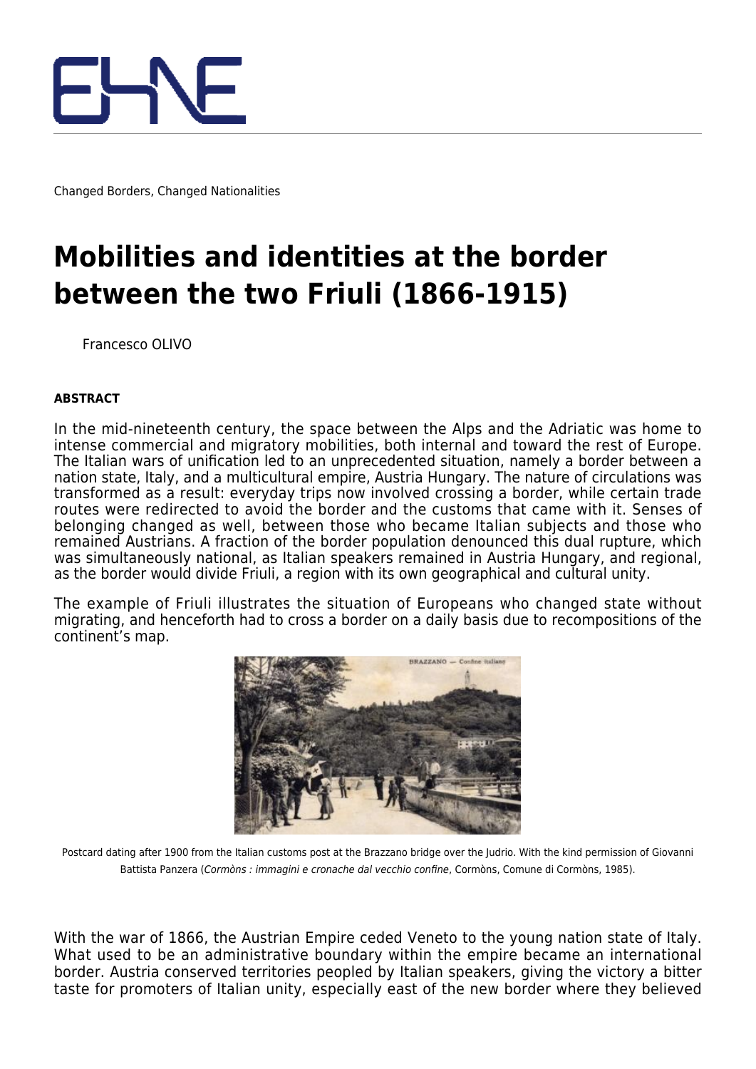Changed Borders, Changed Nationalities

# Mobilities and identities at the border between the two Friuli (1866-1915)

Francesco OLIVO

**ABSTRACT**

In the mid-nineteenth century, the space between the Alps and the Adriatic was home to intense commercial and migratory mobilities, both internal and toward the rest of Europe. The Italian wars of unification led to an unprecedented situation, namely a border between a nation state, Italy, and a multicultural empire, Austria Hungary. The nature of circulations was transformed as a result: everyday trips now involved crossing a border, while certain trade routes were redirected to avoid the border and the customs that came with it. Senses of belonging changed as well, between those who became Italian subjects and those who remained Austrians. A fraction of the border population denounced this dual rupture, which was simultaneously national, as Italian speakers remained in Austria Hungary, and regional, as the border would divide Friuli, a region with its own geographical and cultural unity.

The example of Friuli illustrates the situation of Europeans who changed state without migrating, and henceforth had to cross a border on a daily basis due to recompositions of the continent's map.

Postcard dating after 1900 from the Italian customs post at the Brazzano bridge over the Judrio. With the kind permission of Giovanni Battista Panzera (*Cormòns : immagini e cronache dal vecchio confine*, Cormòns, Comune di Cormòns, 1985).

With the war of 1866, the Austrian Empire ceded Veneto to the young nation state of Italy. What used to be an administrative boundary within the empire became an international border. Austria conserved territories peopled by Italian speakers, giving the victory a bitter taste for promoters of Italian unity, especially east of the new border where they believed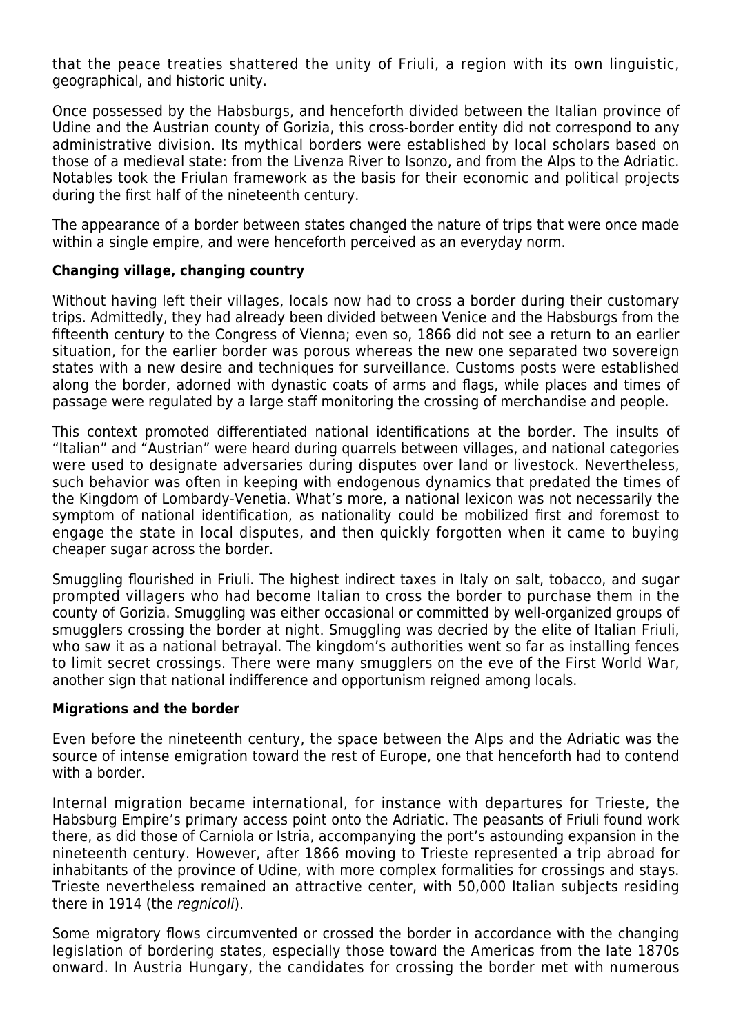that the peace treaties shattered the unity of Friuli, a region with its own linguistic, geographical, and historic unity.

Once possessed by the Habsburgs, and henceforth divided between the Italian province of Udine and the Austrian county of Gorizia, this cross-border entity did not correspond to any administrative division. Its mythical borders were established by local scholars based on those of a medieval state: from the Livenza River to Isonzo, and from the Alps to the Adriatic. Notables took the Friulan framework as the basis for their economic and political projects during the first half of the nineteenth century.

The appearance of a border between states changed the nature of trips that were once made within a single empire, and were henceforth perceived as an everyday norm.

**Changing village, changing country**

Without having left their villages, locals now had to cross a border during their customary trips. Admittedly, they had already been divided between Venice and the Habsburgs from the fifteenth century to the Congress of Vienna; even so, 1866 did not see a return to an earlier situation, for the earlier border was porous whereas the new one separated two sovereign states with a new desire and techniques for surveillance. Customs posts were established along the border, adorned with dynastic coats of arms and flags, while places and times of passage were regulated by a large staff monitoring the crossing of merchandise and people.

This context promoted differentiated national identifications at the border. The insults of "Italian" and "Austrian" were heard during quarrels between villages, and national categories were used to designate adversaries during disputes over land or livestock. Nevertheless, such behavior was often in keeping with endogenous dynamics that predated the times of the Kingdom of Lombardy-Venetia. What's more, a national lexicon was not necessarily the symptom of national identification, as nationality could be mobilized first and foremost to engage the state in local disputes, and then quickly forgotten when it came to buying cheaper sugar across the border.

Smuggling flourished in Friuli. The highest indirect taxes in Italy on salt, tobacco, and sugar prompted villagers who had become Italian to cross the border to purchase them in the county of Gorizia. Smuggling was either occasional or committed by well-organized groups of smugglers crossing the border at night. Smuggling was decried by the elite of Italian Friuli, who saw it as a national betrayal. The kingdom's authorities went so far as installing fences to limit secret crossings. There were many smugglers on the eve of the First World War, another sign that national indifference and opportunism reigned among locals.

**Migrations and the border**

Even before the nineteenth century, the space between the Alps and the Adriatic was the source of intense emigration toward the rest of Europe, one that henceforth had to contend with a border.

Internal migration became international, for instance with departures for Trieste, the Habsburg Empire's primary access point onto the Adriatic. The peasants of Friuli found work there, as did those of Carniola or Istria, accompanying the port's astounding expansion in the nineteenth century. However, after 1866 moving to Trieste represented a trip abroad for inhabitants of the province of Udine, with more complex formalities for crossings and stays. Trieste nevertheless remained an attractive center, with 50,000 Italian subjects residing there in 1914 (the *regnicoli*).

Some migratory flows circumvented or crossed the border in accordance with the changing legislation of bordering states, especially those toward the Americas from the late 1870s onward. In Austria Hungary, the candidates for crossing the border met with numerous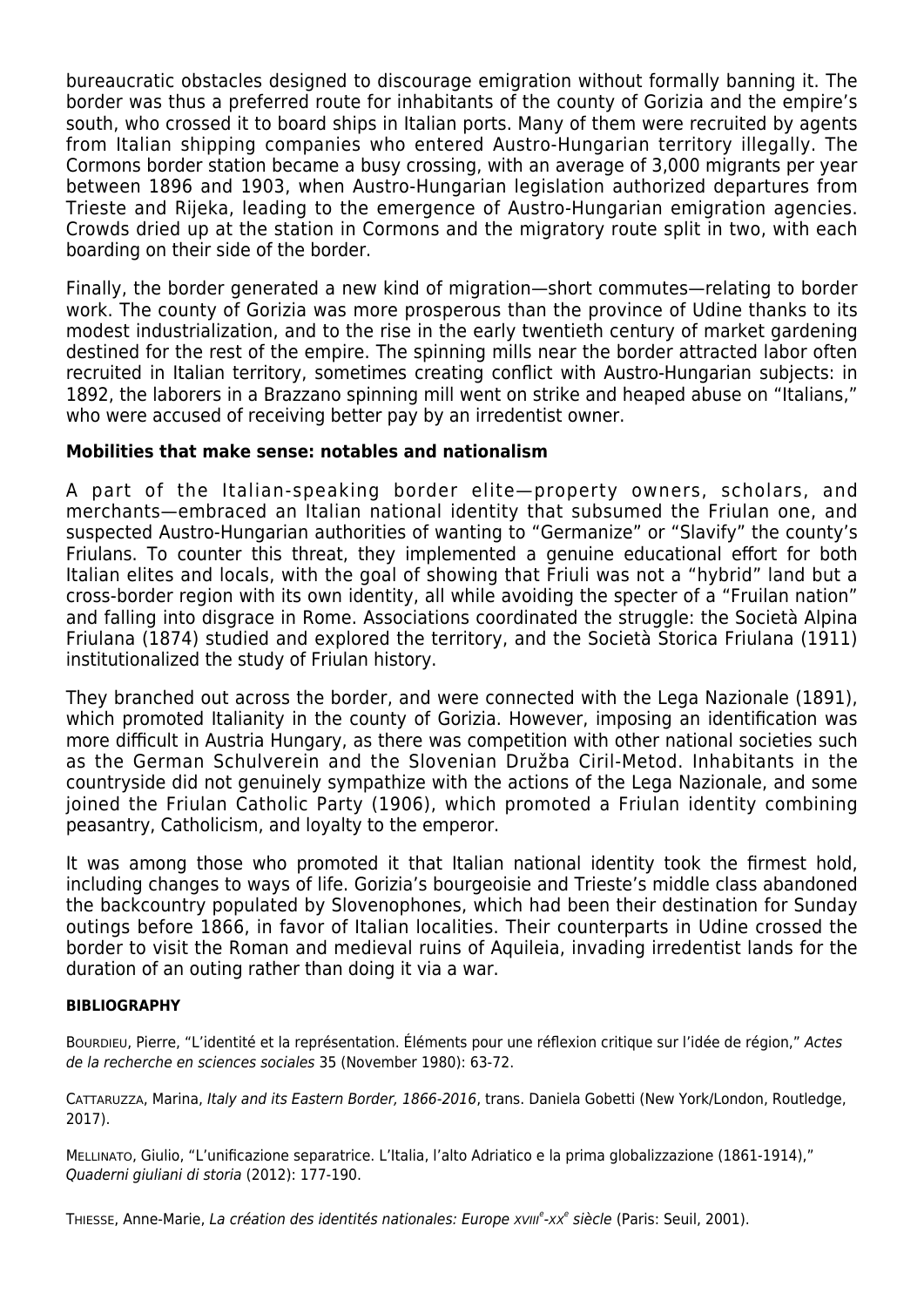bureaucratic obstacles designed to discourage emigration without formally banning it. The border was thus a preferred route for inhabitants of the county of Gorizia and the empire's south, who crossed it to board ships in Italian ports. Many of them were recruited by agents from Italian shipping companies who entered Austro-Hungarian territory illegally. The Cormons border station became a busy crossing, with an average of 3,000 migrants per year between 1896 and 1903, when Austro-Hungarian legislation authorized departures from Trieste and Rijeka, leading to the emergence of Austro-Hungarian emigration agencies. Crowds dried up at the station in Cormons and the migratory route split in two, with each boarding on their side of the border.

Finally, the border generated a new kind of migration—short commutes—relating to border work. The county of Gorizia was more prosperous than the province of Udine thanks to its modest industrialization, and to the rise in the early twentieth century of market gardening destined for the rest of the empire. The spinning mills near the border attracted labor often recruited in Italian territory, sometimes creating conflict with Austro-Hungarian subjects: in 1892, the laborers in a Brazzano spinning mill went on strike and heaped abuse on "Italians," who were accused of receiving better pay by an irredentist owner.

### Mobilities that make sense: notables and nationalism

A part of the Italian-speaking border elite—property owners, scholars, and merchants—embraced an Italian national identity that subsumed the Friulan one, and suspected Austro-Hungarian authorities of wanting to "Germanize" or "Slavify" the county's Friulans. To counter this threat, they implemented a genuine educational effort for both Italian elites and locals, with the goal of showing that Friuli was not a "hybrid" land but a cross-border region with its own identity, all while avoiding the specter of a "Fruilan nation" and falling into disgrace in Rome. Associations coordinated the struggle: the Società Alpina Friulana (1874) studied and explored the territory, and the Società Storica Friulana (1911) institutionalized the study of Friulan history.

They branched out across the border, and were connected with the Lega Nazionale (1891), which promoted Italianity in the county of Gorizia. However, imposing an identification was more difficult in Austria Hungary, as there was competition with other national societies such as the German Schulverein and the Slovenian Družba Ciril-Metod. Inhabitants in the countryside did not genuinely sympathize with the actions of the Lega Nazionale, and some joined the Friulan Catholic Party (1906), which promoted a Friulan identity combining peasantry, Catholicism, and loyalty to the emperor.

It was among those who promoted it that Italian national identity took the firmest hold, including changes to ways of life. Gorizia's bourgeoisie and Trieste's middle class abandoned the backcountry populated by Slovenophones, which had been their destination for Sunday outings before 1866, in favor of Italian localities. Their counterparts in Udine crossed the border to visit the Roman and medieval ruins of Aquileia, invading irredentist lands for the duration of an outing rather than doing it via a war.

#### BIBLIOGRAPHY

Bourdieu, Pierre, "L'identité et la représentation. Éléments pour une réflexion critique sur l'idée de région," *Actes de la recherche en sciences sociales* 35 (November 1980): 63-72.

Cattaruzza, Marina, *Italy and its Eastern Border, 1866-2016*, trans. Daniela Gobetti (New York/London, Routledge, 2017).

Mellinato, Giulio, "L'unificazione separatrice. L'Italia, l'alto Adriatico e la prima globalizzazione (1861-1914)," *Quaderni giuliani di storia* (2012): 177-190.

Thiesse, Anne-Marie, *La création des identités nationales: Europe xviii^e^-xx^e^ siècle* (Paris: Seuil, 2001).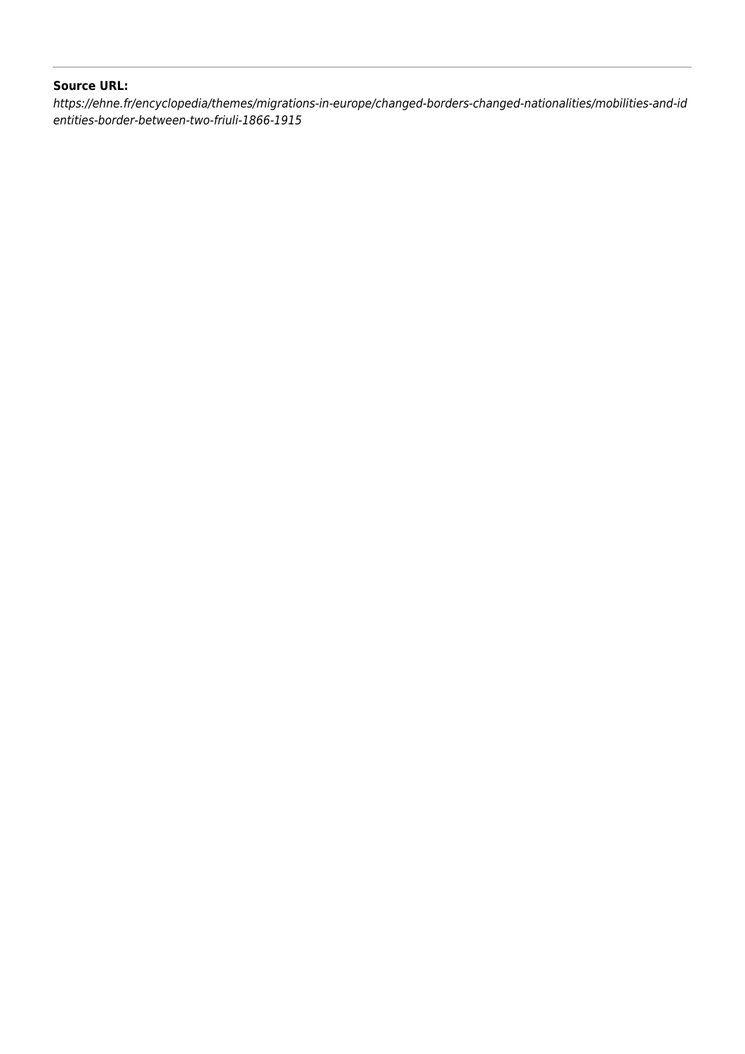**Source URL:**
*https://ehne.fr/encyclopedia/themes/migrations-in-europe/changed-borders-changed-nationalities/mobilities-and-identities-border-between-two-friuli-1866-1915*